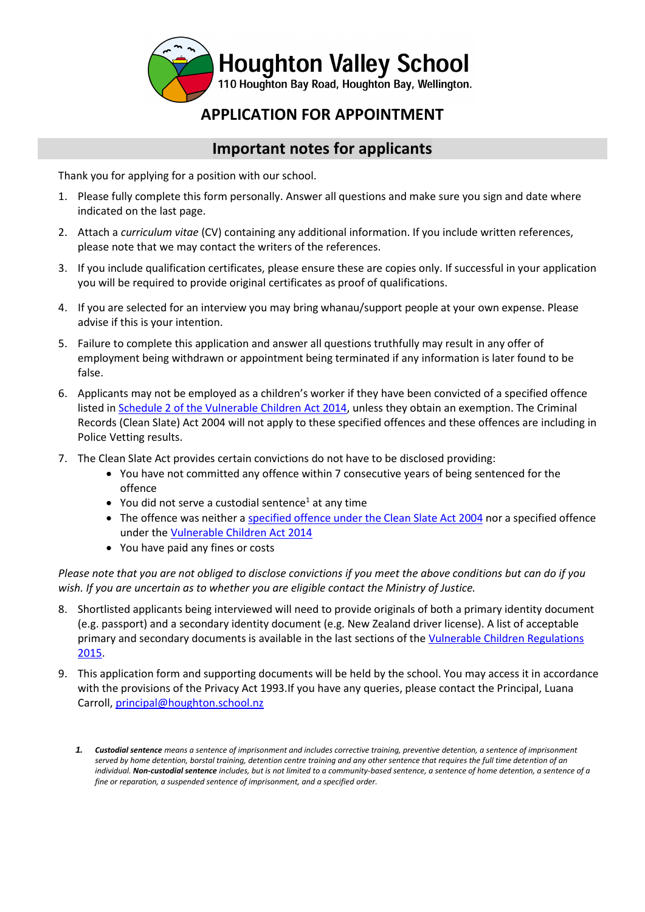# Houghton Valley School

110 Houghton Bay Road, Houghton Bay, Wellington.

## APPLICATION FOR APPOINTMENT

## Important notes for applicants

Thank you for applying for a position with our school.

1. Please fully complete this form personally. Answer all questions and make sure you sign and date where indicated on the last page.
2. Attach a *curriculum vitae* (CV) containing any additional information. If you include written references, please note that we may contact the writers of the references.
3. If you include qualification certificates, please ensure these are copies only. If successful in your application you will be required to provide original certificates as proof of qualifications.
4. If you are selected for an interview you may bring whanau/support people at your own expense. Please advise if this is your intention.
5. Failure to complete this application and answer all questions truthfully may result in any offer of employment being withdrawn or appointment being terminated if any information is later found to be false.
6. Applicants may not be employed as a children's worker if they have been convicted of a specified offence listed in Schedule 2 of the Vulnerable Children Act 2014, unless they obtain an exemption. The Criminal Records (Clean Slate) Act 2004 will not apply to these specified offences and these offences are including in Police Vetting results.
7. The Clean Slate Act provides certain convictions do not have to be disclosed providing:
   - You have not committed any offence within 7 consecutive years of being sentenced for the offence
   - You did not serve a custodial sentence[1] at any time
   - The offence was neither a specified offence under the Clean Slate Act 2004 nor a specified offence under the Vulnerable Children Act 2014
   - You have paid any fines or costs

*Please note that you are not obliged to disclose convictions if you meet the above conditions but can do if you wish. If you are uncertain as to whether you are eligible contact the Ministry of Justice.*

8. Shortlisted applicants being interviewed will need to provide originals of both a primary identity document (e.g. passport) and a secondary identity document (e.g. New Zealand driver license). A list of acceptable primary and secondary documents is available in the last sections of the Vulnerable Children Regulations 2015.
9. This application form and supporting documents will be held by the school. You may access it in accordance with the provisions of the Privacy Act 1993.If you have any queries, please contact the Principal, Luana Carroll, principal@houghton.school.nz

1. ***Custodial sentence*** *means a sentence of imprisonment and includes corrective training, preventive detention, a sentence of imprisonment served by home detention, borstal training, detention centre training and any other sentence that requires the full time detention of an individual.* ***Non-custodial sentence*** *includes, but is not limited to a community-based sentence, a sentence of home detention, a sentence of a fine or reparation, a suspended sentence of imprisonment, and a specified order.*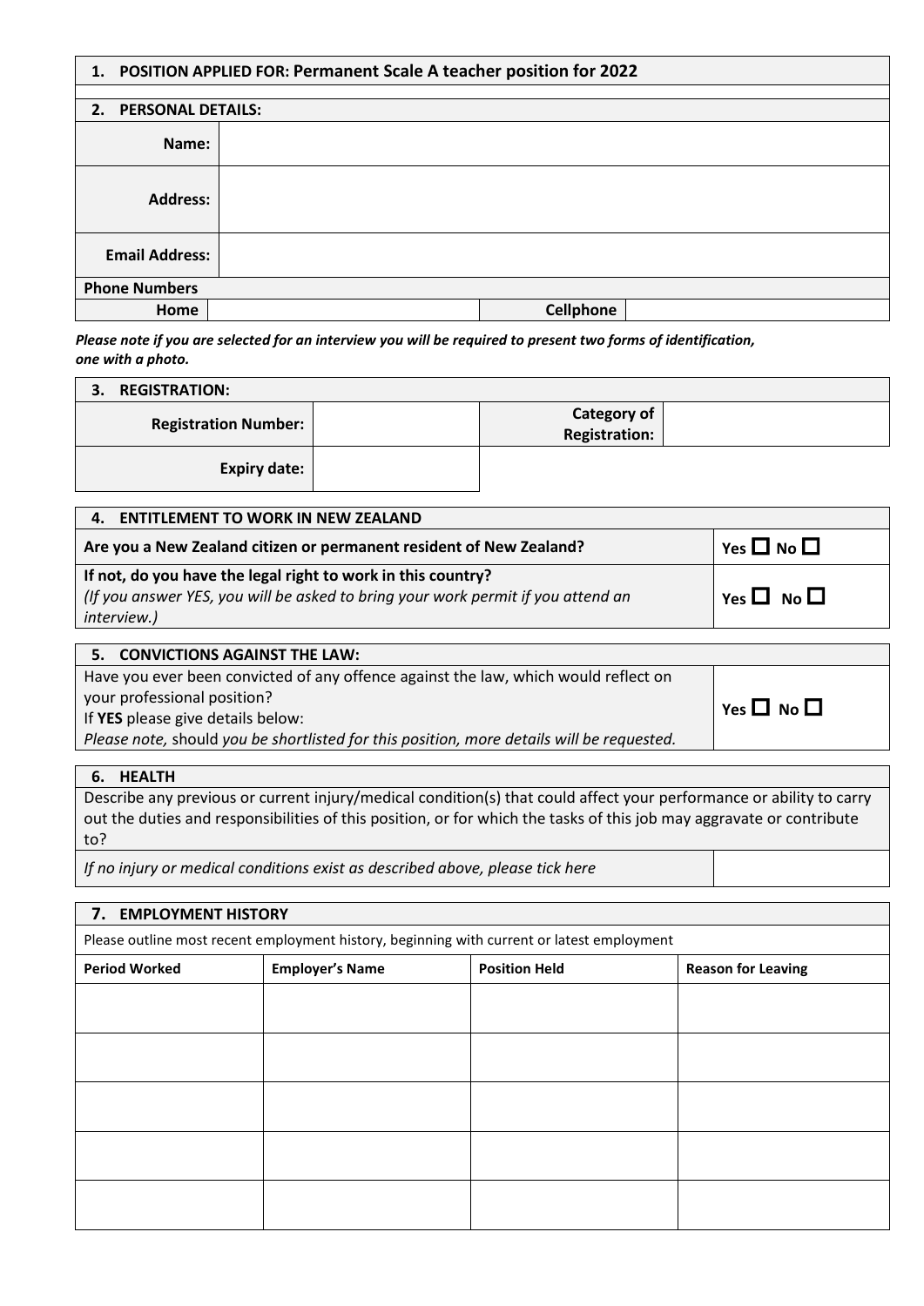| **1. POSITION APPLIED FOR: Permanent Scale A teacher position for 2022** |
|---|

| **2. PERSONAL DETAILS:** | | | |
|---|---|---|---|
| **Name:** | | | |
| **Address:** | | | |
| **Email Address:** | | | |
| **Phone Numbers** | | | |
| **Home** | | **Cellphone** | |

***Please note if you are selected for an interview you will be required to present two forms of identification, one with a photo.***

| **3. REGISTRATION:** | | | |
|---|---|---|---|
| **Registration Number:** | | **Category of Registration:** | |
| **Expiry date:** | | | |

| **4. ENTITLEMENT TO WORK IN NEW ZEALAND** | |
|---|---|
| **Are you a New Zealand citizen or permanent resident of New Zealand?** | **Yes ☐ No ☐** |
| **If not, do you have the legal right to work in this country?** *(If you answer YES, you will be asked to bring your work permit if you attend an interview.)* | **Yes ☐ No ☐** |

| **5. CONVICTIONS AGAINST THE LAW:** | |
|---|---|
| Have you ever been convicted of any offence against the law, which would reflect on your professional position? If **YES** please give details below: *Please note, should you be shortlisted for this position, more details will be requested.* | **Yes ☐ No ☐** |

| **6. HEALTH** | |
|---|---|
| Describe any previous or current injury/medical condition(s) that could affect your performance or ability to carry out the duties and responsibilities of this position, or for which the tasks of this job may aggravate or contribute to? | |
| *If no injury or medical conditions exist as described above, please tick here* | |

| **7. EMPLOYMENT HISTORY** | | | |
|---|---|---|---|
| Please outline most recent employment history, beginning with current or latest employment | | | |
| **Period Worked** | **Employer's Name** | **Position Held** | **Reason for Leaving** |
| | | | |
| | | | |
| | | | |
| | | | |
| | | | |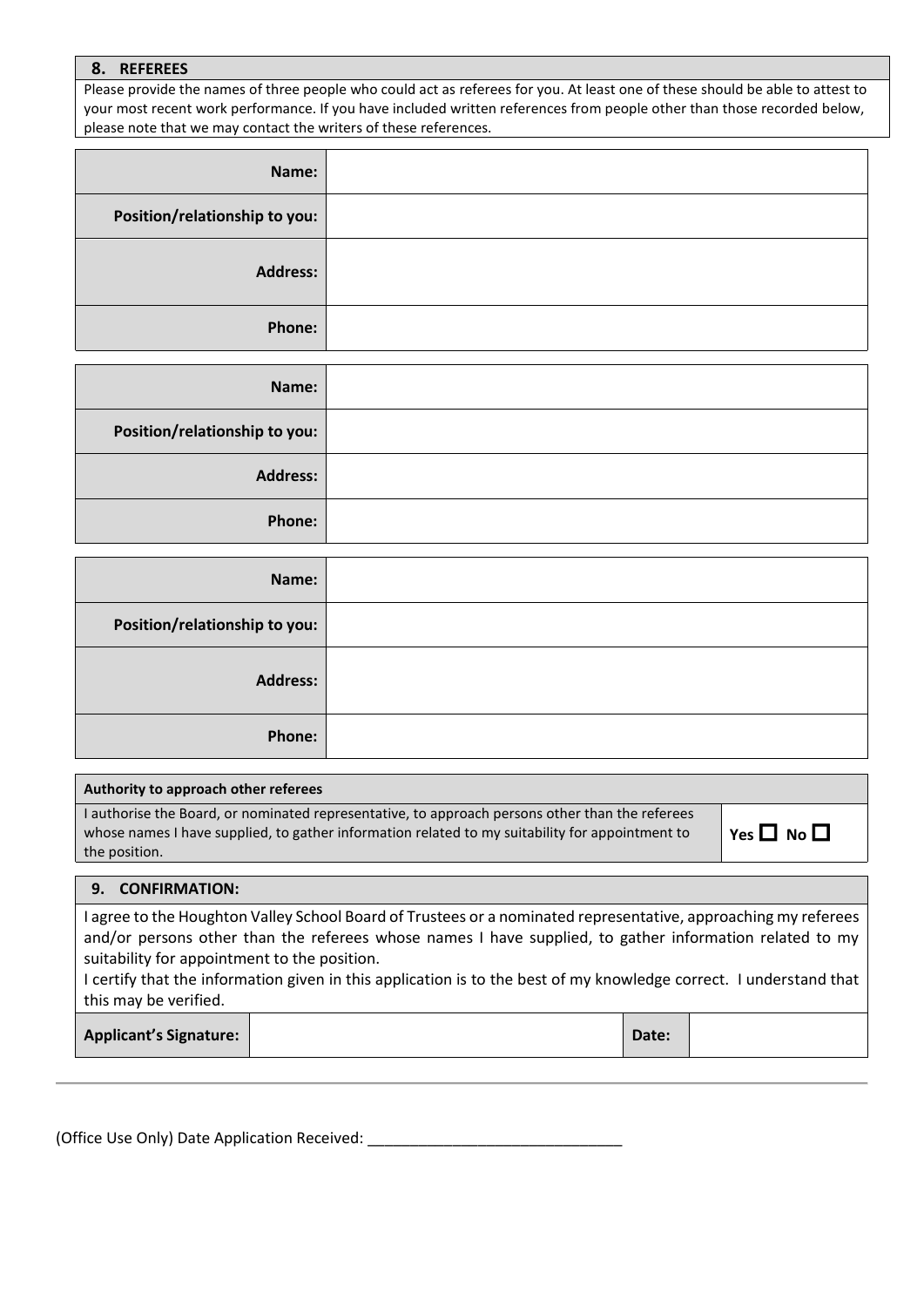## 8. REFEREES

Please provide the names of three people who could act as referees for you. At least one of these should be able to attest to your most recent work performance. If you have included written references from people other than those recorded below, please note that we may contact the writers of these references.

| | |
|---|---|
| **Name:** | |
| **Position/relationship to you:** | |
| **Address:** | |
| **Phone:** | |

| | |
|---|---|
| **Name:** | |
| **Position/relationship to you:** | |
| **Address:** | |
| **Phone:** | |

| | |
|---|---|
| **Name:** | |
| **Position/relationship to you:** | |
| **Address:** | |
| **Phone:** | |

| **Authority to approach other referees** | |
|---|---|
| I authorise the Board, or nominated representative, to approach persons other than the referees whose names I have supplied, to gather information related to my suitability for appointment to the position. | **Yes** ☐ **No** ☐ |

## 9. CONFIRMATION:

I agree to the Houghton Valley School Board of Trustees or a nominated representative, approaching my referees and/or persons other than the referees whose names I have supplied, to gather information related to my suitability for appointment to the position.

I certify that the information given in this application is to the best of my knowledge correct. I understand that this may be verified.

| | | | |
|---|---|---|---|
| **Applicant's Signature:** | | **Date:** | |

---

(Office Use Only) Date Application Received: ______________________________